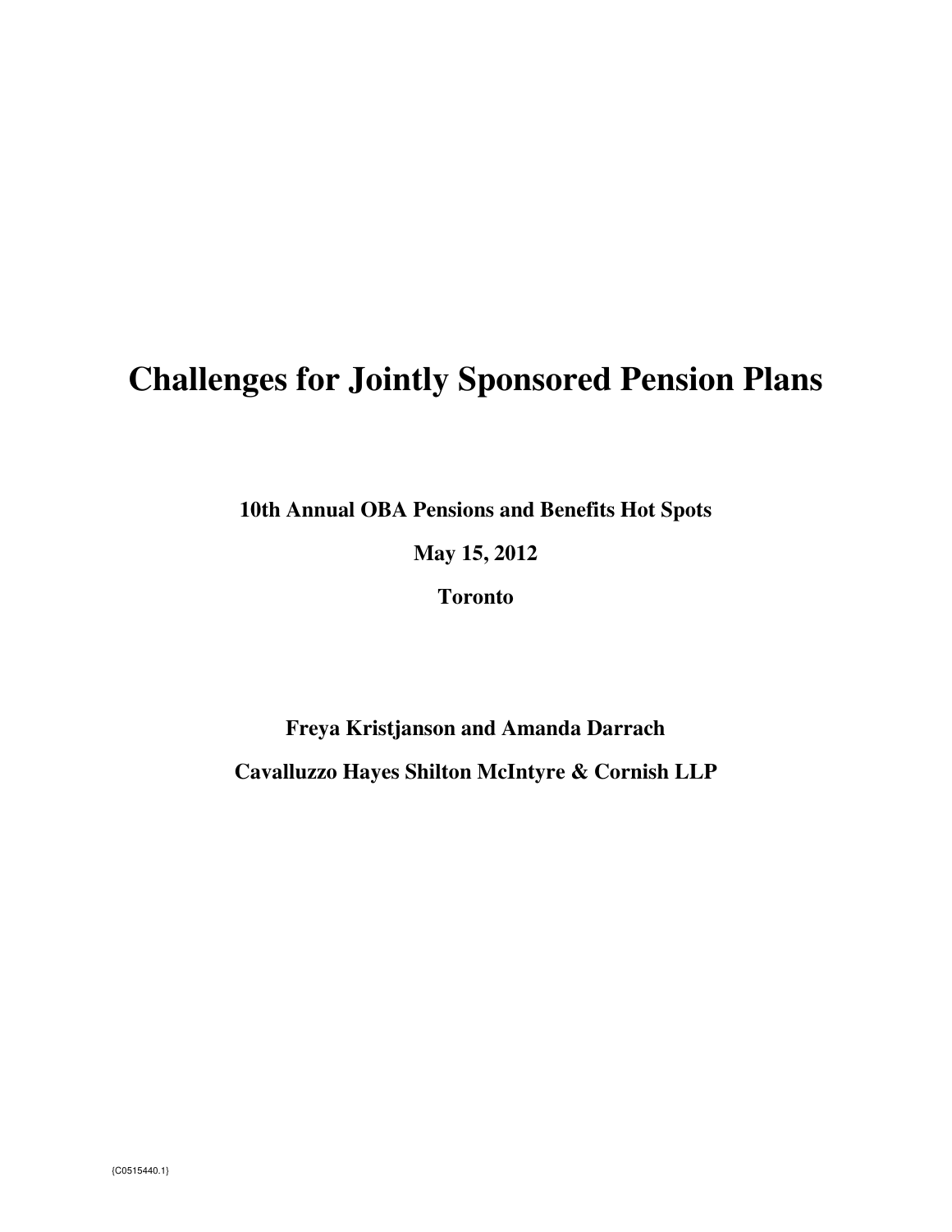# Challenges for Jointly Sponsored Pension Plans

**10th Annual OBA Pensions and Benefits Hot Spots**

**May 15, 2012**

**Toronto**

**Freya Kristjanson and Amanda Darrach**

**Cavalluzzo Hayes Shilton McIntyre & Cornish LLP**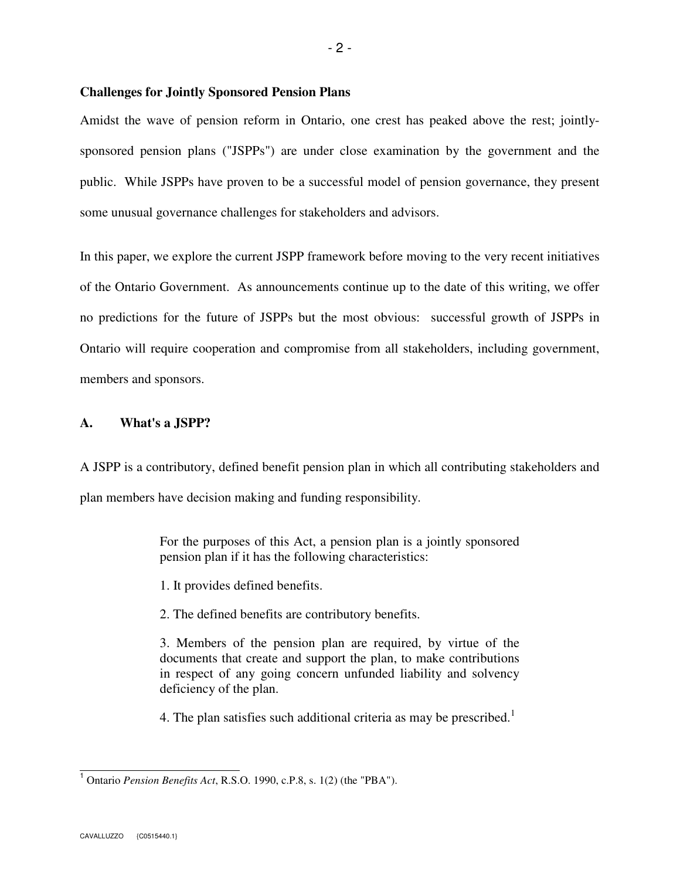**Challenges for Jointly Sponsored Pension Plans**

Amidst the wave of pension reform in Ontario, one crest has peaked above the rest; jointly-sponsored pension plans ("JSPPs") are under close examination by the government and the public. While JSPPs have proven to be a successful model of pension governance, they present some unusual governance challenges for stakeholders and advisors.

In this paper, we explore the current JSPP framework before moving to the very recent initiatives of the Ontario Government. As announcements continue up to the date of this writing, we offer no predictions for the future of JSPPs but the most obvious: successful growth of JSPPs in Ontario will require cooperation and compromise from all stakeholders, including government, members and sponsors.

## A. What's a JSPP?

A JSPP is a contributory, defined benefit pension plan in which all contributing stakeholders and plan members have decision making and funding responsibility.

> For the purposes of this Act, a pension plan is a jointly sponsored pension plan if it has the following characteristics:
>
> 1. It provides defined benefits.
>
> 2. The defined benefits are contributory benefits.
>
> 3. Members of the pension plan are required, by virtue of the documents that create and support the plan, to make contributions in respect of any going concern unfunded liability and solvency deficiency of the plan.
>
> 4. The plan satisfies such additional criteria as may be prescribed.[1]

[1] Ontario *Pension Benefits Act*, R.S.O. 1990, c.P.8, s. 1(2) (the "PBA").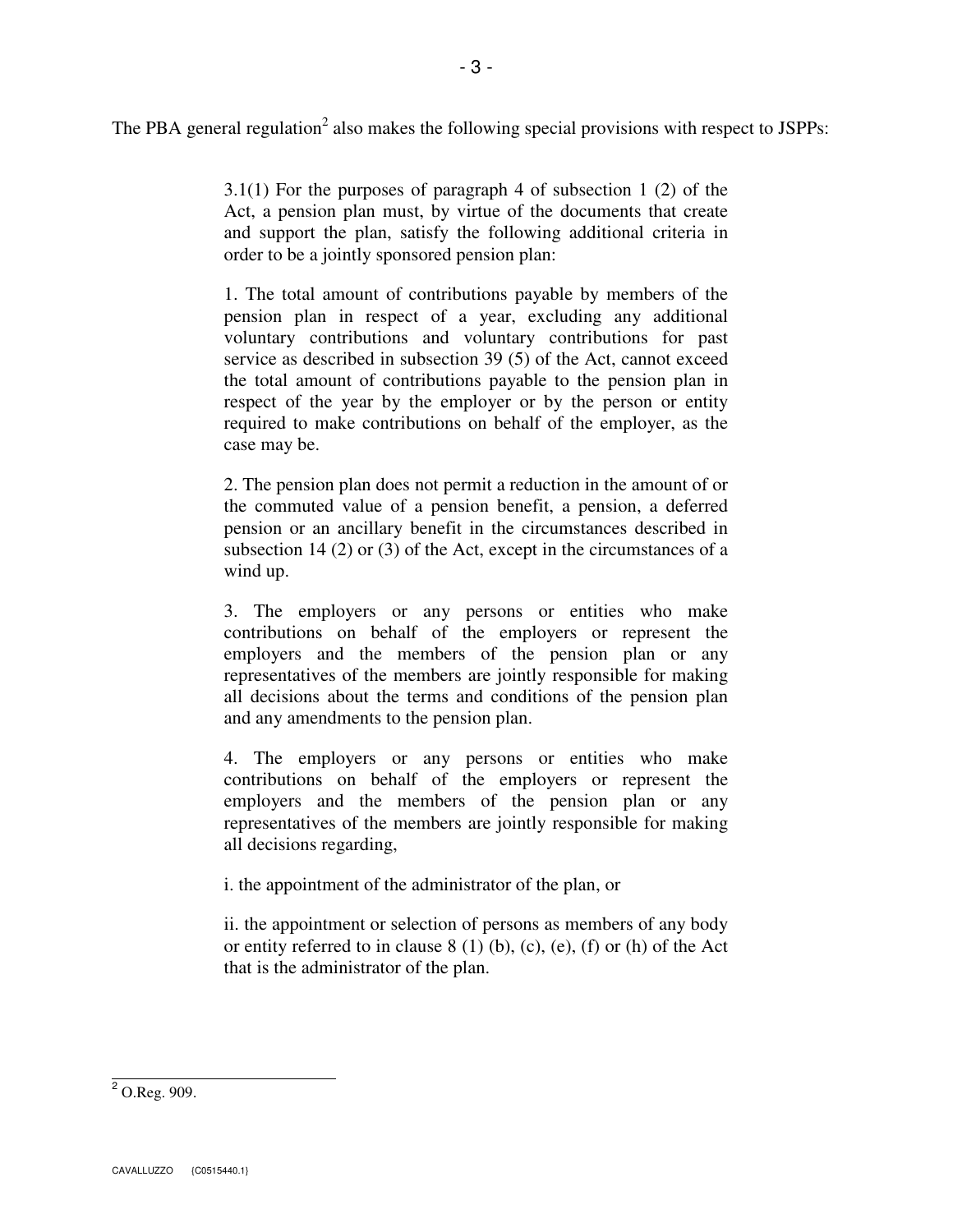The PBA general regulation[2] also makes the following special provisions with respect to JSPPs:

> 3.1(1) For the purposes of paragraph 4 of subsection 1 (2) of the Act, a pension plan must, by virtue of the documents that create and support the plan, satisfy the following additional criteria in order to be a jointly sponsored pension plan:
>
> 1. The total amount of contributions payable by members of the pension plan in respect of a year, excluding any additional voluntary contributions and voluntary contributions for past service as described in subsection 39 (5) of the Act, cannot exceed the total amount of contributions payable to the pension plan in respect of the year by the employer or by the person or entity required to make contributions on behalf of the employer, as the case may be.
>
> 2. The pension plan does not permit a reduction in the amount of or the commuted value of a pension benefit, a pension, a deferred pension or an ancillary benefit in the circumstances described in subsection 14 (2) or (3) of the Act, except in the circumstances of a wind up.
>
> 3. The employers or any persons or entities who make contributions on behalf of the employers or represent the employers and the members of the pension plan or any representatives of the members are jointly responsible for making all decisions about the terms and conditions of the pension plan and any amendments to the pension plan.
>
> 4. The employers or any persons or entities who make contributions on behalf of the employers or represent the employers and the members of the pension plan or any representatives of the members are jointly responsible for making all decisions regarding,
>
> i. the appointment of the administrator of the plan, or
>
> ii. the appointment or selection of persons as members of any body or entity referred to in clause 8 (1) (b), (c), (e), (f) or (h) of the Act that is the administrator of the plan.

---

[2] O.Reg. 909.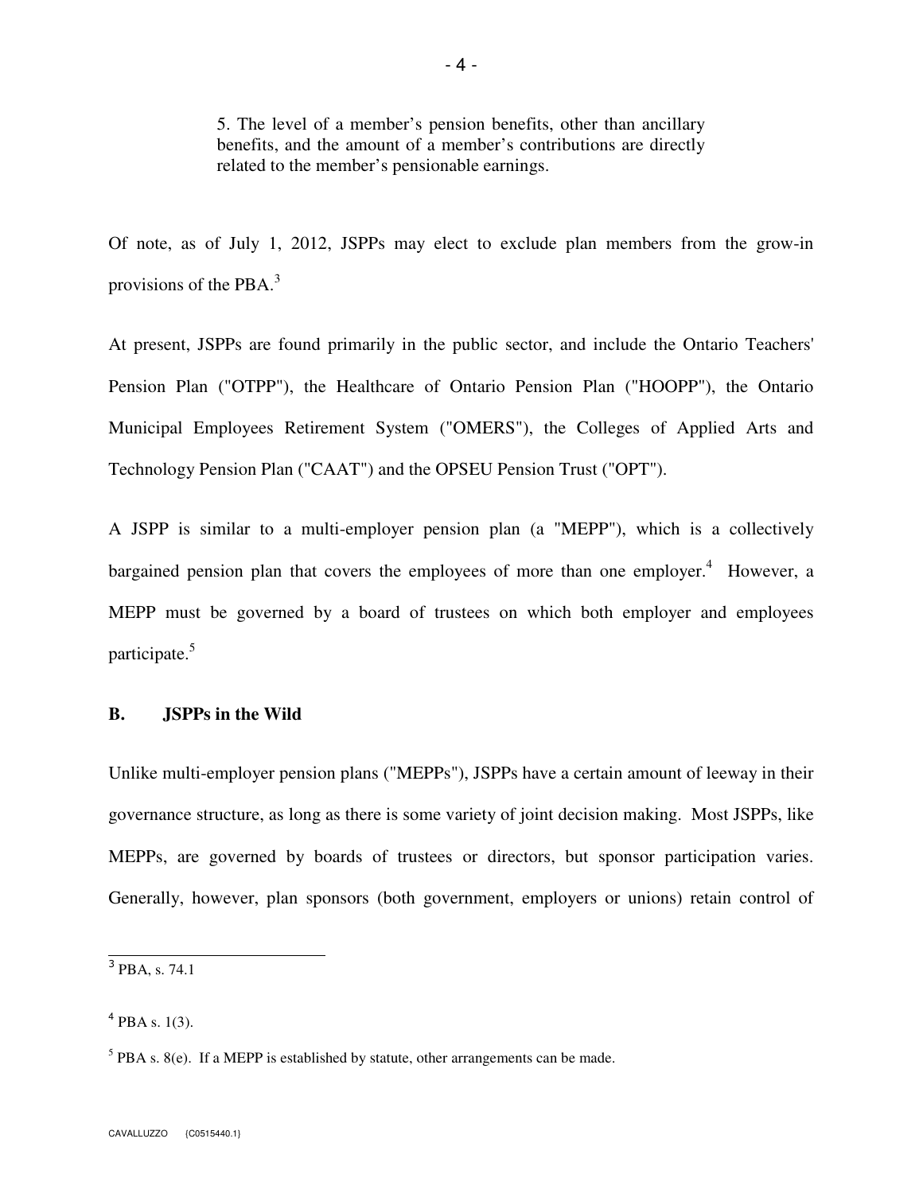> 5. The level of a member's pension benefits, other than ancillary benefits, and the amount of a member's contributions are directly related to the member's pensionable earnings.

Of note, as of July 1, 2012, JSPPs may elect to exclude plan members from the grow-in provisions of the PBA.[3]

At present, JSPPs are found primarily in the public sector, and include the Ontario Teachers' Pension Plan ("OTPP"), the Healthcare of Ontario Pension Plan ("HOOPP"), the Ontario Municipal Employees Retirement System ("OMERS"), the Colleges of Applied Arts and Technology Pension Plan ("CAAT") and the OPSEU Pension Trust ("OPT").

A JSPP is similar to a multi-employer pension plan (a "MEPP"), which is a collectively bargained pension plan that covers the employees of more than one employer.[4] However, a MEPP must be governed by a board of trustees on which both employer and employees participate.[5]

## B. JSPPs in the Wild

Unlike multi-employer pension plans ("MEPPs"), JSPPs have a certain amount of leeway in their governance structure, as long as there is some variety of joint decision making. Most JSPPs, like MEPPs, are governed by boards of trustees or directors, but sponsor participation varies. Generally, however, plan sponsors (both government, employers or unions) retain control of

---

[3] PBA, s. 74.1

[4] PBA s. 1(3).

[5] PBA s. 8(e). If a MEPP is established by statute, other arrangements can be made.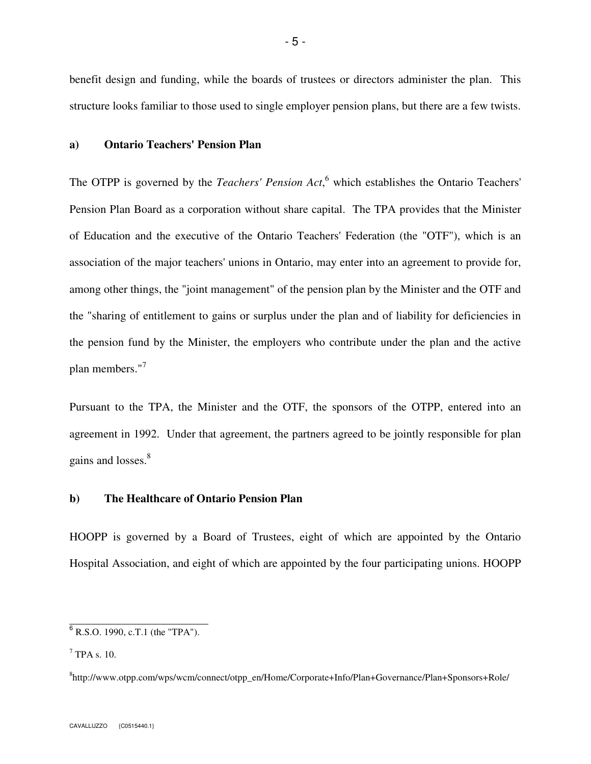benefit design and funding, while the boards of trustees or directors administer the plan. This structure looks familiar to those used to single employer pension plans, but there are a few twists.

### a) Ontario Teachers' Pension Plan

The OTPP is governed by the *Teachers' Pension Act*,[6] which establishes the Ontario Teachers' Pension Plan Board as a corporation without share capital. The TPA provides that the Minister of Education and the executive of the Ontario Teachers' Federation (the "OTF"), which is an association of the major teachers' unions in Ontario, may enter into an agreement to provide for, among other things, the "joint management" of the pension plan by the Minister and the OTF and the "sharing of entitlement to gains or surplus under the plan and of liability for deficiencies in the pension fund by the Minister, the employers who contribute under the plan and the active plan members."[7]

Pursuant to the TPA, the Minister and the OTF, the sponsors of the OTPP, entered into an agreement in 1992. Under that agreement, the partners agreed to be jointly responsible for plan gains and losses.[8]

### b) The Healthcare of Ontario Pension Plan

HOOPP is governed by a Board of Trustees, eight of which are appointed by the Ontario Hospital Association, and eight of which are appointed by the four participating unions. HOOPP

---

[6] R.S.O. 1990, c.T.1 (the "TPA").

[7] TPA s. 10.

[8] http://www.otpp.com/wps/wcm/connect/otpp_en/Home/Corporate+Info/Plan+Governance/Plan+Sponsors+Role/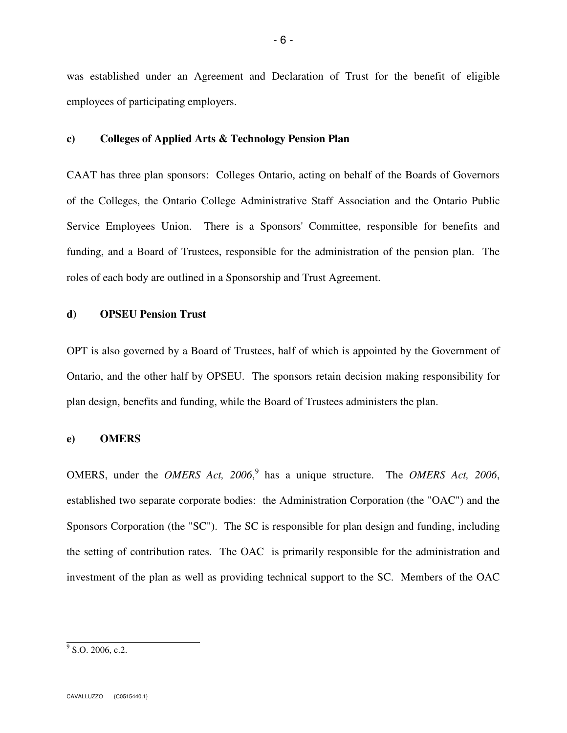was established under an Agreement and Declaration of Trust for the benefit of eligible employees of participating employers.

**c) Colleges of Applied Arts & Technology Pension Plan**

CAAT has three plan sponsors: Colleges Ontario, acting on behalf of the Boards of Governors of the Colleges, the Ontario College Administrative Staff Association and the Ontario Public Service Employees Union. There is a Sponsors' Committee, responsible for benefits and funding, and a Board of Trustees, responsible for the administration of the pension plan. The roles of each body are outlined in a Sponsorship and Trust Agreement.

**d) OPSEU Pension Trust**

OPT is also governed by a Board of Trustees, half of which is appointed by the Government of Ontario, and the other half by OPSEU. The sponsors retain decision making responsibility for plan design, benefits and funding, while the Board of Trustees administers the plan.

**e) OMERS**

OMERS, under the *OMERS Act, 2006*,[9] has a unique structure. The *OMERS Act, 2006*, established two separate corporate bodies: the Administration Corporation (the "OAC") and the Sponsors Corporation (the "SC"). The SC is responsible for plan design and funding, including the setting of contribution rates. The OAC is primarily responsible for the administration and investment of the plan as well as providing technical support to the SC. Members of the OAC

---

[9] S.O. 2006, c.2.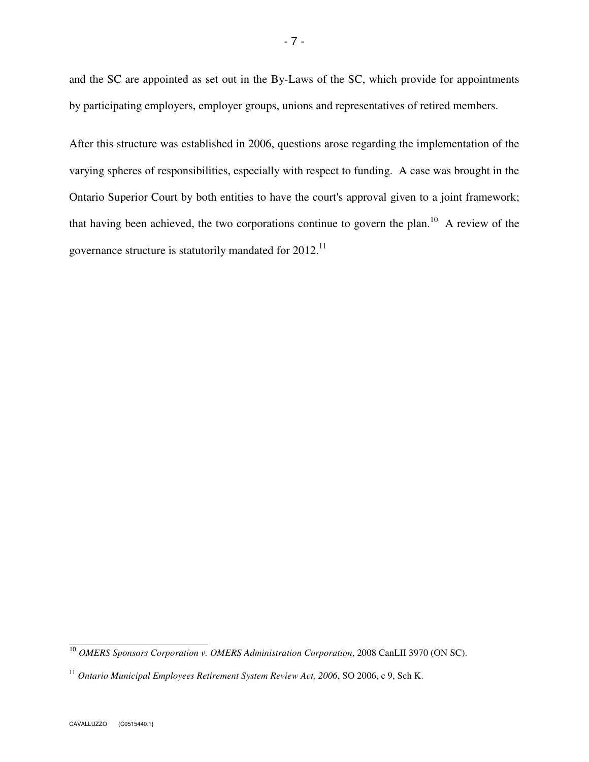and the SC are appointed as set out in the By-Laws of the SC, which provide for appointments by participating employers, employer groups, unions and representatives of retired members.

After this structure was established in 2006, questions arose regarding the implementation of the varying spheres of responsibilities, especially with respect to funding. A case was brought in the Ontario Superior Court by both entities to have the court's approval given to a joint framework; that having been achieved, the two corporations continue to govern the plan.[10] A review of the governance structure is statutorily mandated for 2012.[11]

---

[10] *OMERS Sponsors Corporation v. OMERS Administration Corporation*, 2008 CanLII 3970 (ON SC).

[11] *Ontario Municipal Employees Retirement System Review Act, 2006*, SO 2006, c 9, Sch K.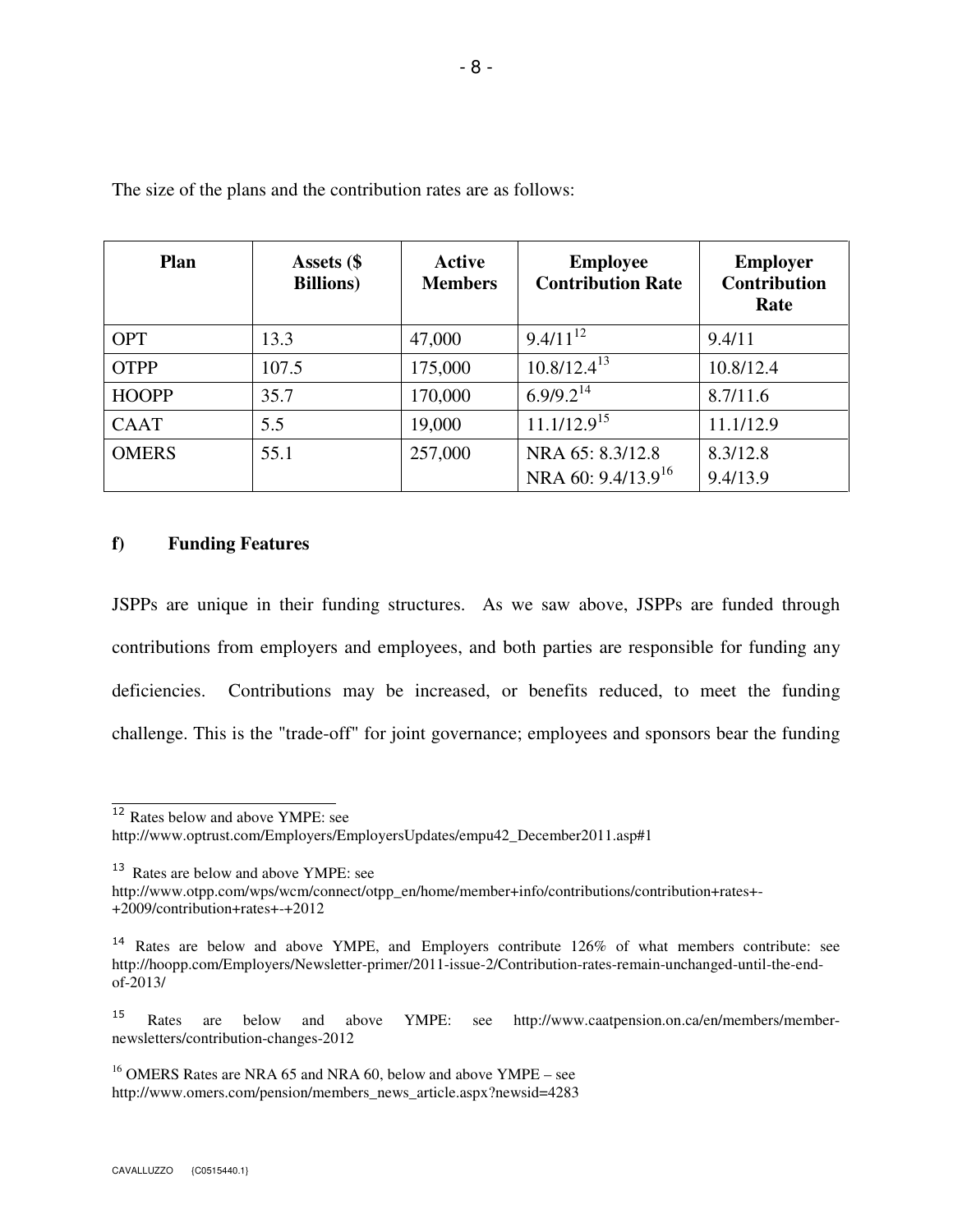The size of the plans and the contribution rates are as follows:

| Plan | Assets ($ Billions) | Active Members | Employee Contribution Rate | Employer Contribution Rate |
|---|---|---|---|---|
| OPT | 13.3 | 47,000 | 9.4/11[12] | 9.4/11 |
| OTPP | 107.5 | 175,000 | 10.8/12.4[13] | 10.8/12.4 |
| HOOPP | 35.7 | 170,000 | 6.9/9.2[14] | 8.7/11.6 |
| CAAT | 5.5 | 19,000 | 11.1/12.9[15] | 11.1/12.9 |
| OMERS | 55.1 | 257,000 | NRA 65: 8.3/12.8<br>NRA 60: 9.4/13.9[16] | 8.3/12.8<br>9.4/13.9 |

### f) Funding Features

JSPPs are unique in their funding structures. As we saw above, JSPPs are funded through contributions from employers and employees, and both parties are responsible for funding any deficiencies. Contributions may be increased, or benefits reduced, to meet the funding challenge. This is the "trade-off" for joint governance; employees and sponsors bear the funding

---

[12] Rates below and above YMPE: see http://www.optrust.com/Employers/EmployersUpdates/empu42_December2011.asp#1

[13] Rates are below and above YMPE: see http://www.otpp.com/wps/wcm/connect/otpp_en/home/member+info/contributions/contribution+rates+-+2009/contribution+rates+-+2012

[14] Rates are below and above YMPE, and Employers contribute 126% of what members contribute: see http://hoopp.com/Employers/Newsletter-primer/2011-issue-2/Contribution-rates-remain-unchanged-until-the-end-of-2013/

[15] Rates are below and above YMPE: see http://www.caatpension.on.ca/en/members/member-newsletters/contribution-changes-2012

[16] OMERS Rates are NRA 65 and NRA 60, below and above YMPE – see http://www.omers.com/pension/members_news_article.aspx?newsid=4283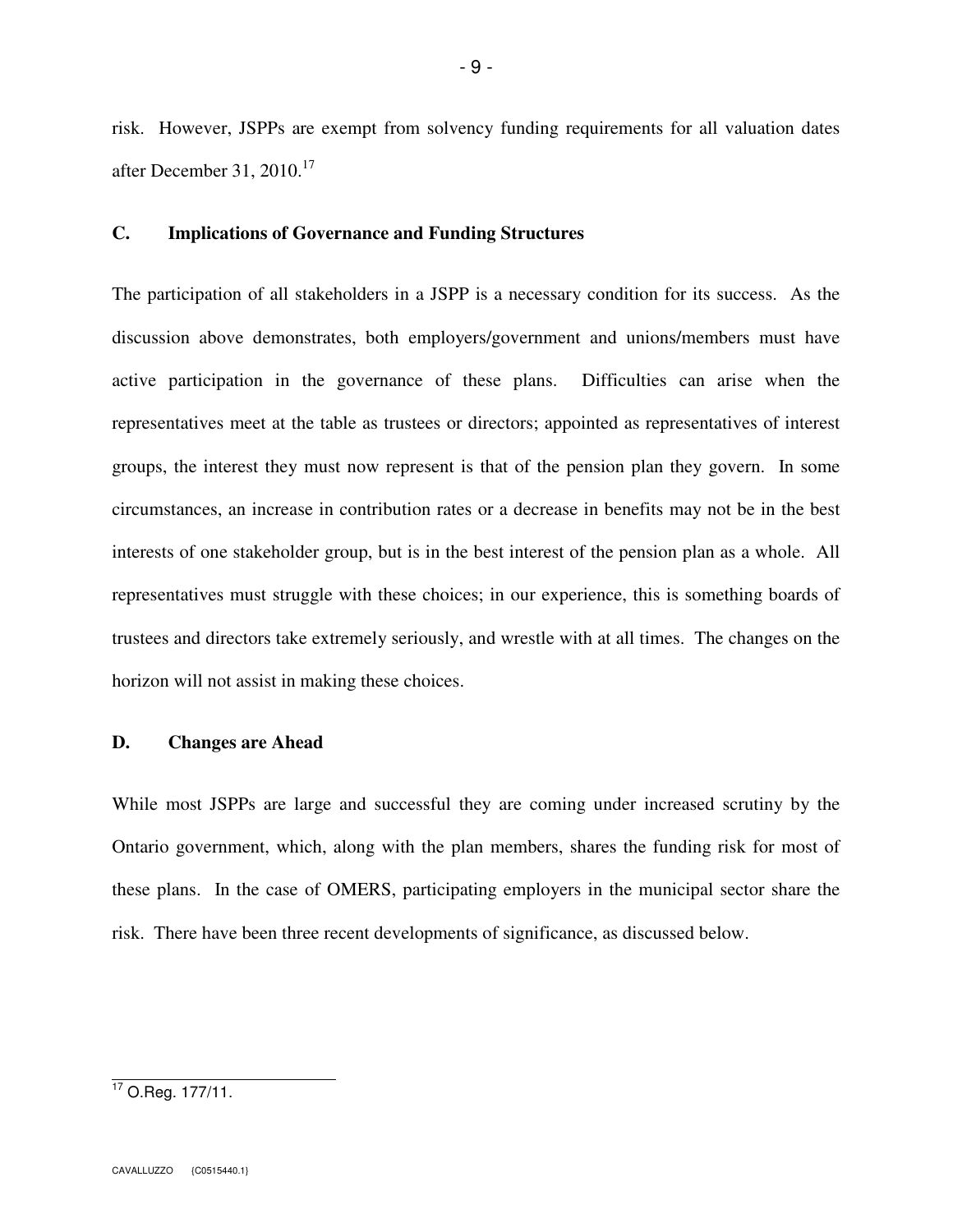risk. However, JSPPs are exempt from solvency funding requirements for all valuation dates after December 31, 2010.[17]

### C. Implications of Governance and Funding Structures

The participation of all stakeholders in a JSPP is a necessary condition for its success. As the discussion above demonstrates, both employers/government and unions/members must have active participation in the governance of these plans. Difficulties can arise when the representatives meet at the table as trustees or directors; appointed as representatives of interest groups, the interest they must now represent is that of the pension plan they govern. In some circumstances, an increase in contribution rates or a decrease in benefits may not be in the best interests of one stakeholder group, but is in the best interest of the pension plan as a whole. All representatives must struggle with these choices; in our experience, this is something boards of trustees and directors take extremely seriously, and wrestle with at all times. The changes on the horizon will not assist in making these choices.

### D. Changes are Ahead

While most JSPPs are large and successful they are coming under increased scrutiny by the Ontario government, which, along with the plan members, shares the funding risk for most of these plans. In the case of OMERS, participating employers in the municipal sector share the risk. There have been three recent developments of significance, as discussed below.

---

[17] O.Reg. 177/11.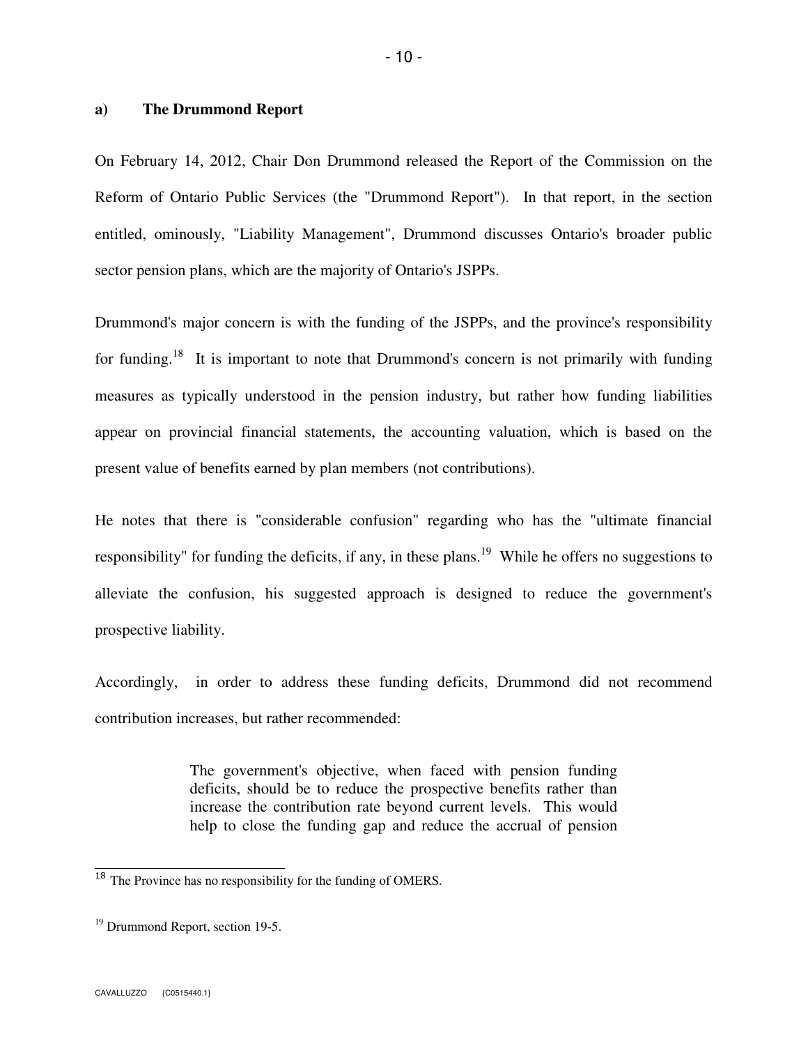**a) The Drummond Report**

On February 14, 2012, Chair Don Drummond released the Report of the Commission on the Reform of Ontario Public Services (the "Drummond Report"). In that report, in the section entitled, ominously, "Liability Management", Drummond discusses Ontario's broader public sector pension plans, which are the majority of Ontario's JSPPs.

Drummond's major concern is with the funding of the JSPPs, and the province's responsibility for funding.[18] It is important to note that Drummond's concern is not primarily with funding measures as typically understood in the pension industry, but rather how funding liabilities appear on provincial financial statements, the accounting valuation, which is based on the present value of benefits earned by plan members (not contributions).

He notes that there is "considerable confusion" regarding who has the "ultimate financial responsibility" for funding the deficits, if any, in these plans.[19] While he offers no suggestions to alleviate the confusion, his suggested approach is designed to reduce the government's prospective liability.

Accordingly, in order to address these funding deficits, Drummond did not recommend contribution increases, but rather recommended:

> The government's objective, when faced with pension funding deficits, should be to reduce the prospective benefits rather than increase the contribution rate beyond current levels. This would help to close the funding gap and reduce the accrual of pension

[18] The Province has no responsibility for the funding of OMERS.

[19] Drummond Report, section 19-5.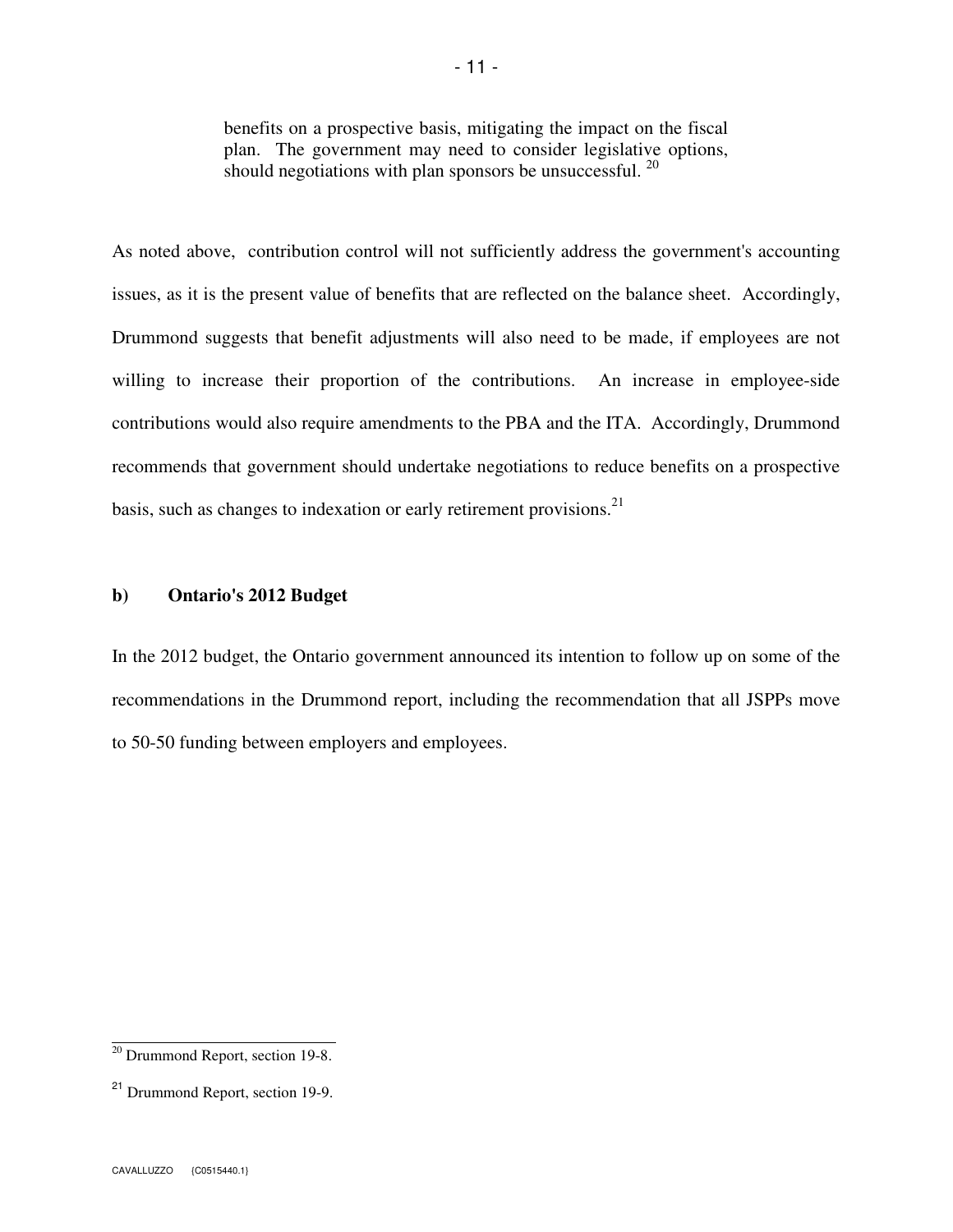> benefits on a prospective basis, mitigating the impact on the fiscal plan. The government may need to consider legislative options, should negotiations with plan sponsors be unsuccessful. [20]

As noted above, contribution control will not sufficiently address the government's accounting issues, as it is the present value of benefits that are reflected on the balance sheet. Accordingly, Drummond suggests that benefit adjustments will also need to be made, if employees are not willing to increase their proportion of the contributions. An increase in employee-side contributions would also require amendments to the PBA and the ITA. Accordingly, Drummond recommends that government should undertake negotiations to reduce benefits on a prospective basis, such as changes to indexation or early retirement provisions.[21]

### b) Ontario's 2012 Budget

In the 2012 budget, the Ontario government announced its intention to follow up on some of the recommendations in the Drummond report, including the recommendation that all JSPPs move to 50-50 funding between employers and employees.

---

[20] Drummond Report, section 19-8.

[21] Drummond Report, section 19-9.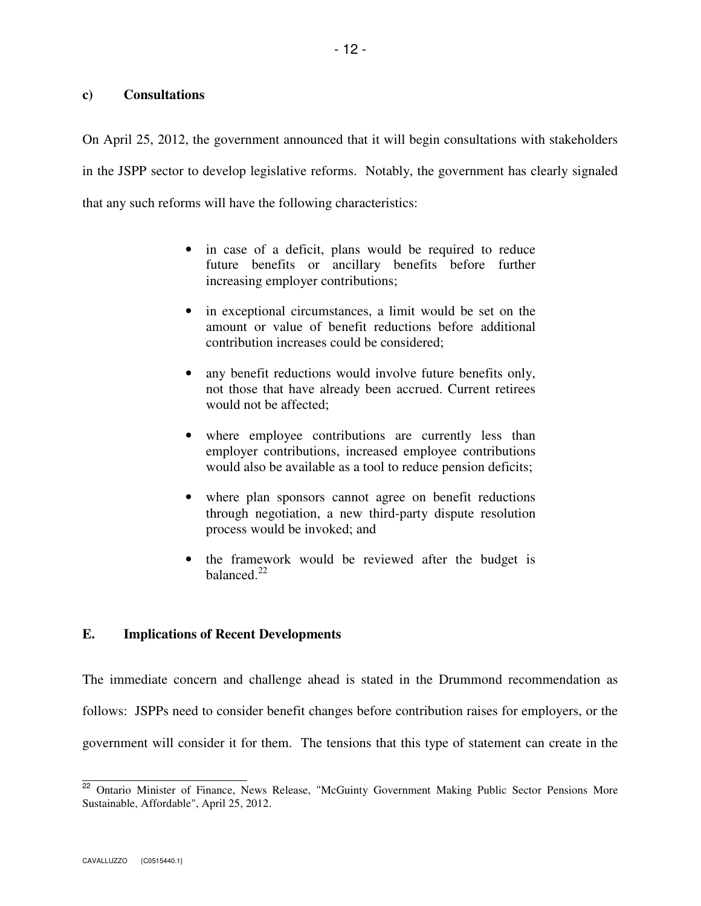### c) Consultations

On April 25, 2012, the government announced that it will begin consultations with stakeholders in the JSPP sector to develop legislative reforms. Notably, the government has clearly signaled that any such reforms will have the following characteristics:

- in case of a deficit, plans would be required to reduce future benefits or ancillary benefits before further increasing employer contributions;
- in exceptional circumstances, a limit would be set on the amount or value of benefit reductions before additional contribution increases could be considered;
- any benefit reductions would involve future benefits only, not those that have already been accrued. Current retirees would not be affected;
- where employee contributions are currently less than employer contributions, increased employee contributions would also be available as a tool to reduce pension deficits;
- where plan sponsors cannot agree on benefit reductions through negotiation, a new third-party dispute resolution process would be invoked; and
- the framework would be reviewed after the budget is balanced.[22]

## E. Implications of Recent Developments

The immediate concern and challenge ahead is stated in the Drummond recommendation as follows: JSPPs need to consider benefit changes before contribution raises for employers, or the government will consider it for them. The tensions that this type of statement can create in the

[22] Ontario Minister of Finance, News Release, "McGuinty Government Making Public Sector Pensions More Sustainable, Affordable", April 25, 2012.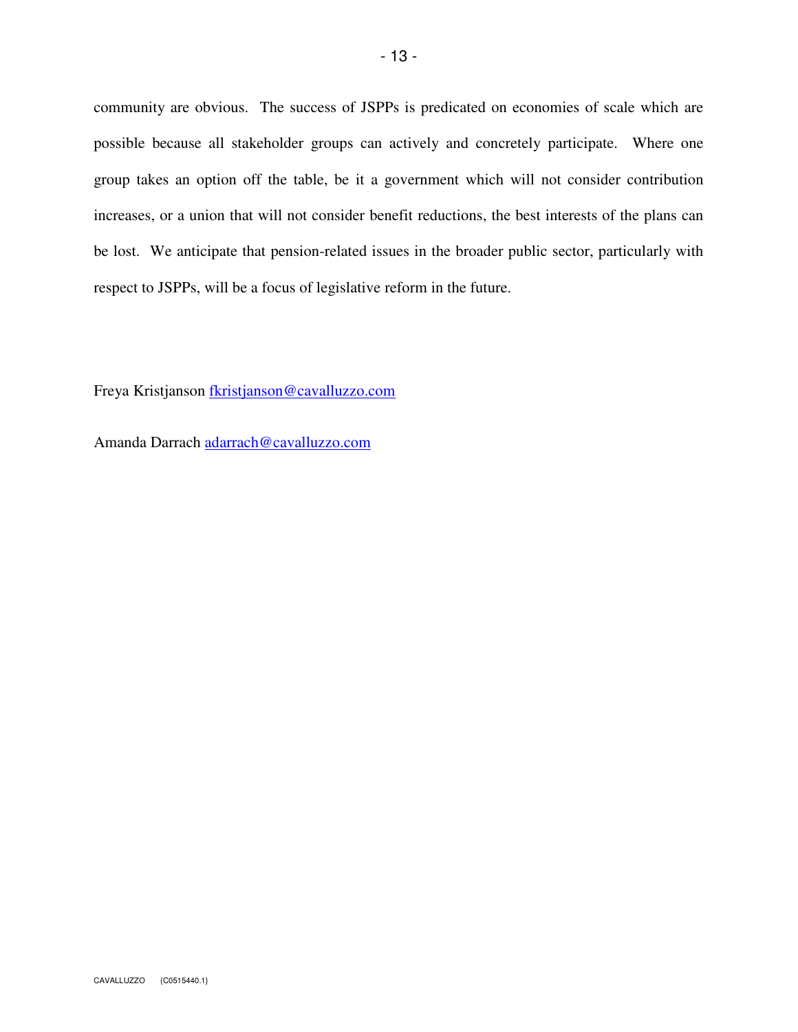community are obvious. The success of JSPPs is predicated on economies of scale which are possible because all stakeholder groups can actively and concretely participate. Where one group takes an option off the table, be it a government which will not consider contribution increases, or a union that will not consider benefit reductions, the best interests of the plans can be lost. We anticipate that pension-related issues in the broader public sector, particularly with respect to JSPPs, will be a focus of legislative reform in the future.

Freya Kristjanson fkristjanson@cavalluzzo.com

Amanda Darrach adarrach@cavalluzzo.com